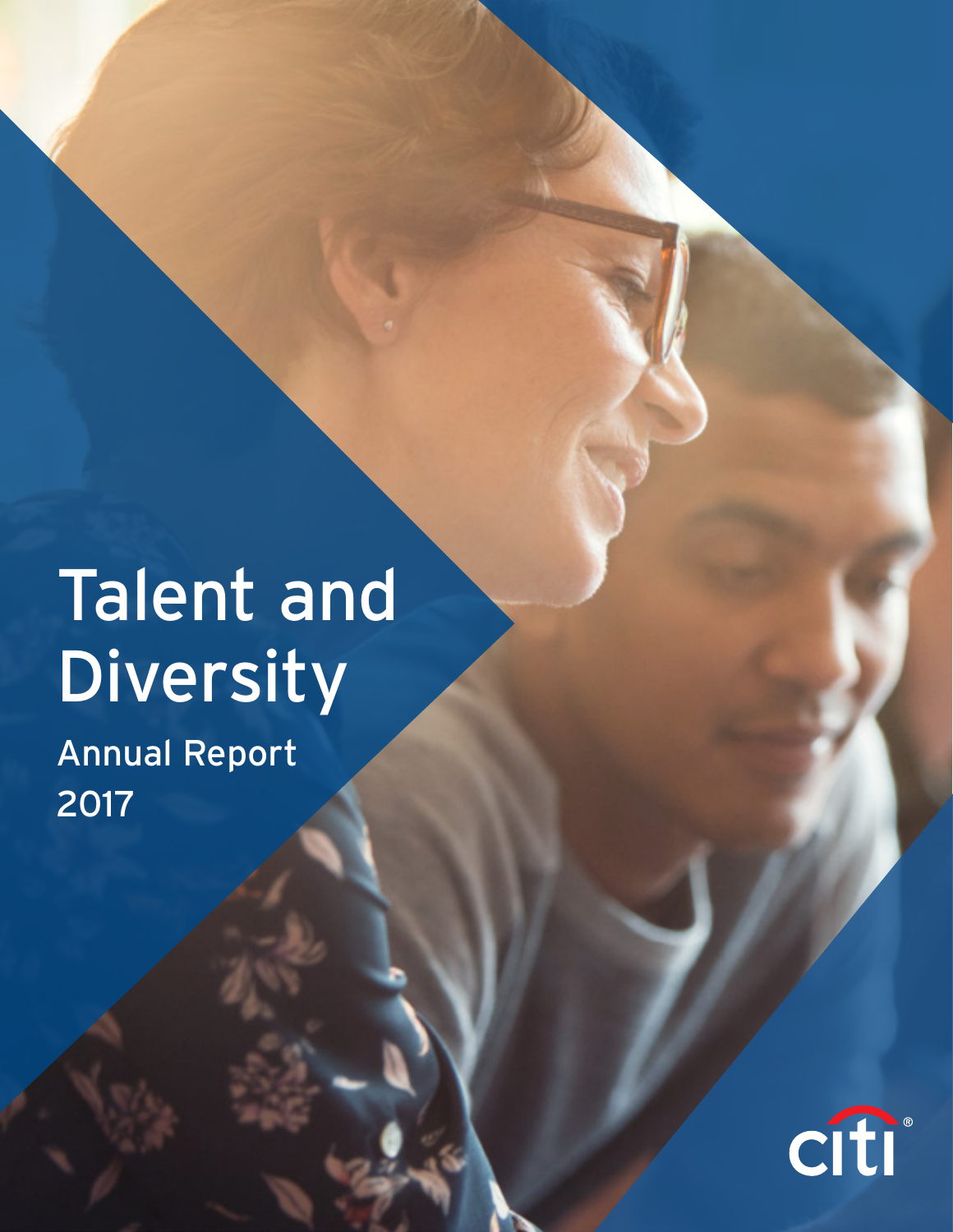# Talent and Diversity

Annual Report
2017

citi®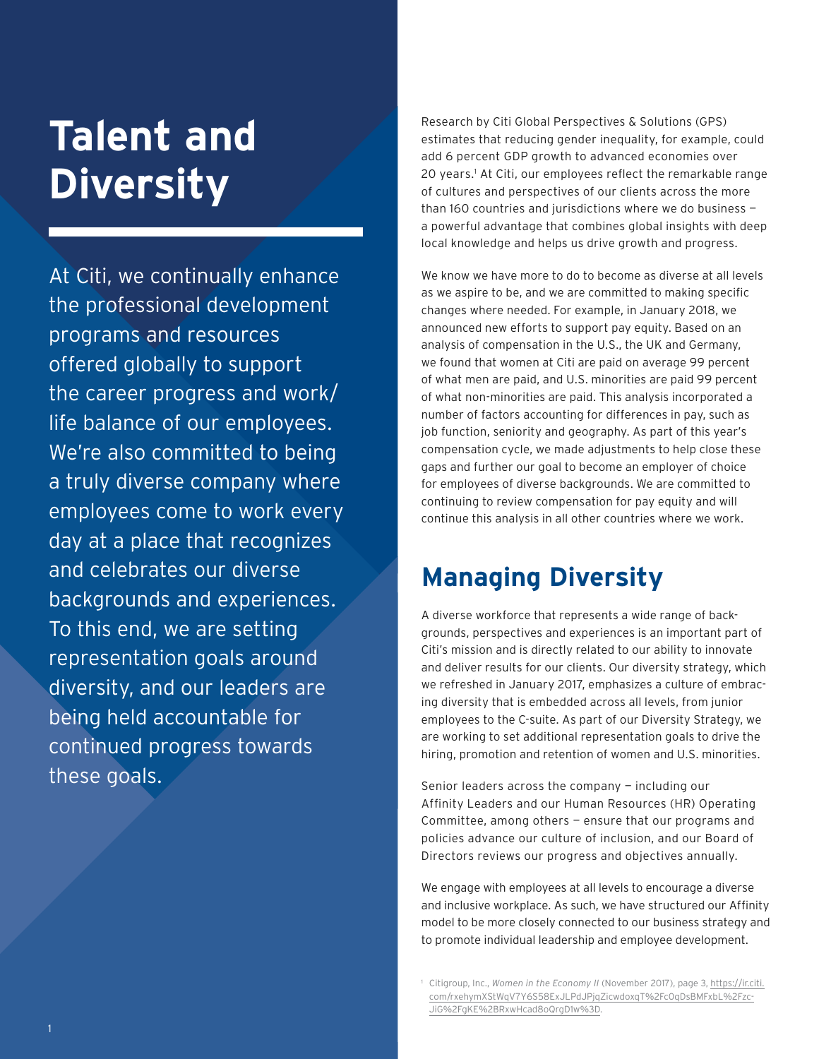# Talent and Diversity

At Citi, we continually enhance the professional development programs and resources offered globally to support the career progress and work/life balance of our employees. We're also committed to being a truly diverse company where employees come to work every day at a place that recognizes and celebrates our diverse backgrounds and experiences. To this end, we are setting representation goals around diversity, and our leaders are being held accountable for continued progress towards these goals.

Research by Citi Global Perspectives & Solutions (GPS) estimates that reducing gender inequality, for example, could add 6 percent GDP growth to advanced economies over 20 years.[1] At Citi, our employees reflect the remarkable range of cultures and perspectives of our clients across the more than 160 countries and jurisdictions where we do business — a powerful advantage that combines global insights with deep local knowledge and helps us drive growth and progress.

We know we have more to do to become as diverse at all levels as we aspire to be, and we are committed to making specific changes where needed. For example, in January 2018, we announced new efforts to support pay equity. Based on an analysis of compensation in the U.S., the UK and Germany, we found that women at Citi are paid on average 99 percent of what men are paid, and U.S. minorities are paid 99 percent of what non-minorities are paid. This analysis incorporated a number of factors accounting for differences in pay, such as job function, seniority and geography. As part of this year's compensation cycle, we made adjustments to help close these gaps and further our goal to become an employer of choice for employees of diverse backgrounds. We are committed to continuing to review compensation for pay equity and will continue this analysis in all other countries where we work.

## Managing Diversity

A diverse workforce that represents a wide range of backgrounds, perspectives and experiences is an important part of Citi's mission and is directly related to our ability to innovate and deliver results for our clients. Our diversity strategy, which we refreshed in January 2017, emphasizes a culture of embracing diversity that is embedded across all levels, from junior employees to the C-suite. As part of our Diversity Strategy, we are working to set additional representation goals to drive the hiring, promotion and retention of women and U.S. minorities.

Senior leaders across the company — including our Affinity Leaders and our Human Resources (HR) Operating Committee, among others — ensure that our programs and policies advance our culture of inclusion, and our Board of Directors reviews our progress and objectives annually.

We engage with employees at all levels to encourage a diverse and inclusive workplace. As such, we have structured our Affinity model to be more closely connected to our business strategy and to promote individual leadership and employee development.

[1] Citigroup, Inc., *Women in the Economy II* (November 2017), page 3, https://ir.citi.com/rxehymXStWqV7Y6S58ExJLPdJPjqZicwdoxqT%2FcOqDsBMFxbL%2FzcJiG%2FgKE%2BRxwHcad8oQrgD1w%3D.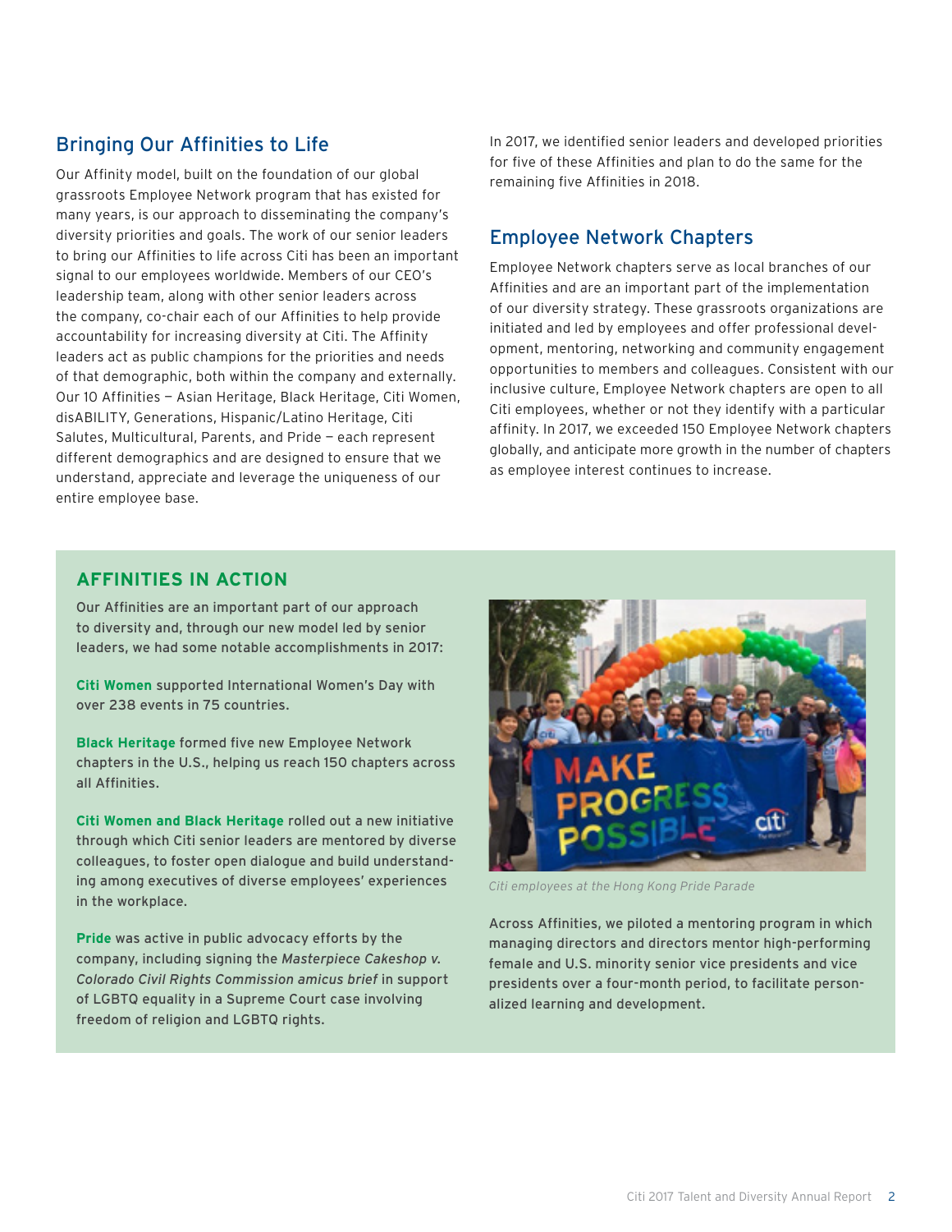## Bringing Our Affinities to Life

Our Affinity model, built on the foundation of our global grassroots Employee Network program that has existed for many years, is our approach to disseminating the company's diversity priorities and goals. The work of our senior leaders to bring our Affinities to life across Citi has been an important signal to our employees worldwide. Members of our CEO's leadership team, along with other senior leaders across the company, co-chair each of our Affinities to help provide accountability for increasing diversity at Citi. The Affinity leaders act as public champions for the priorities and needs of that demographic, both within the company and externally. Our 10 Affinities — Asian Heritage, Black Heritage, Citi Women, disABILITY, Generations, Hispanic/Latino Heritage, Citi Salutes, Multicultural, Parents, and Pride — each represent different demographics and are designed to ensure that we understand, appreciate and leverage the uniqueness of our entire employee base.

In 2017, we identified senior leaders and developed priorities for five of these Affinities and plan to do the same for the remaining five Affinities in 2018.

## Employee Network Chapters

Employee Network chapters serve as local branches of our Affinities and are an important part of the implementation of our diversity strategy. These grassroots organizations are initiated and led by employees and offer professional development, mentoring, networking and community engagement opportunities to members and colleagues. Consistent with our inclusive culture, Employee Network chapters are open to all Citi employees, whether or not they identify with a particular affinity. In 2017, we exceeded 150 Employee Network chapters globally, and anticipate more growth in the number of chapters as employee interest continues to increase.

### AFFINITIES IN ACTION

Our Affinities are an important part of our approach to diversity and, through our new model led by senior leaders, we had some notable accomplishments in 2017:

**Citi Women** supported International Women's Day with over 238 events in 75 countries.

**Black Heritage** formed five new Employee Network chapters in the U.S., helping us reach 150 chapters across all Affinities.

**Citi Women and Black Heritage** rolled out a new initiative through which Citi senior leaders are mentored by diverse colleagues, to foster open dialogue and build understanding among executives of diverse employees' experiences in the workplace.

**Pride** was active in public advocacy efforts by the company, including signing the *Masterpiece Cakeshop v. Colorado Civil Rights Commission amicus brief* in support of LGBTQ equality in a Supreme Court case involving freedom of religion and LGBTQ rights.

*Citi employees at the Hong Kong Pride Parade*

Across Affinities, we piloted a mentoring program in which managing directors and directors mentor high-performing female and U.S. minority senior vice presidents and vice presidents over a four-month period, to facilitate personalized learning and development.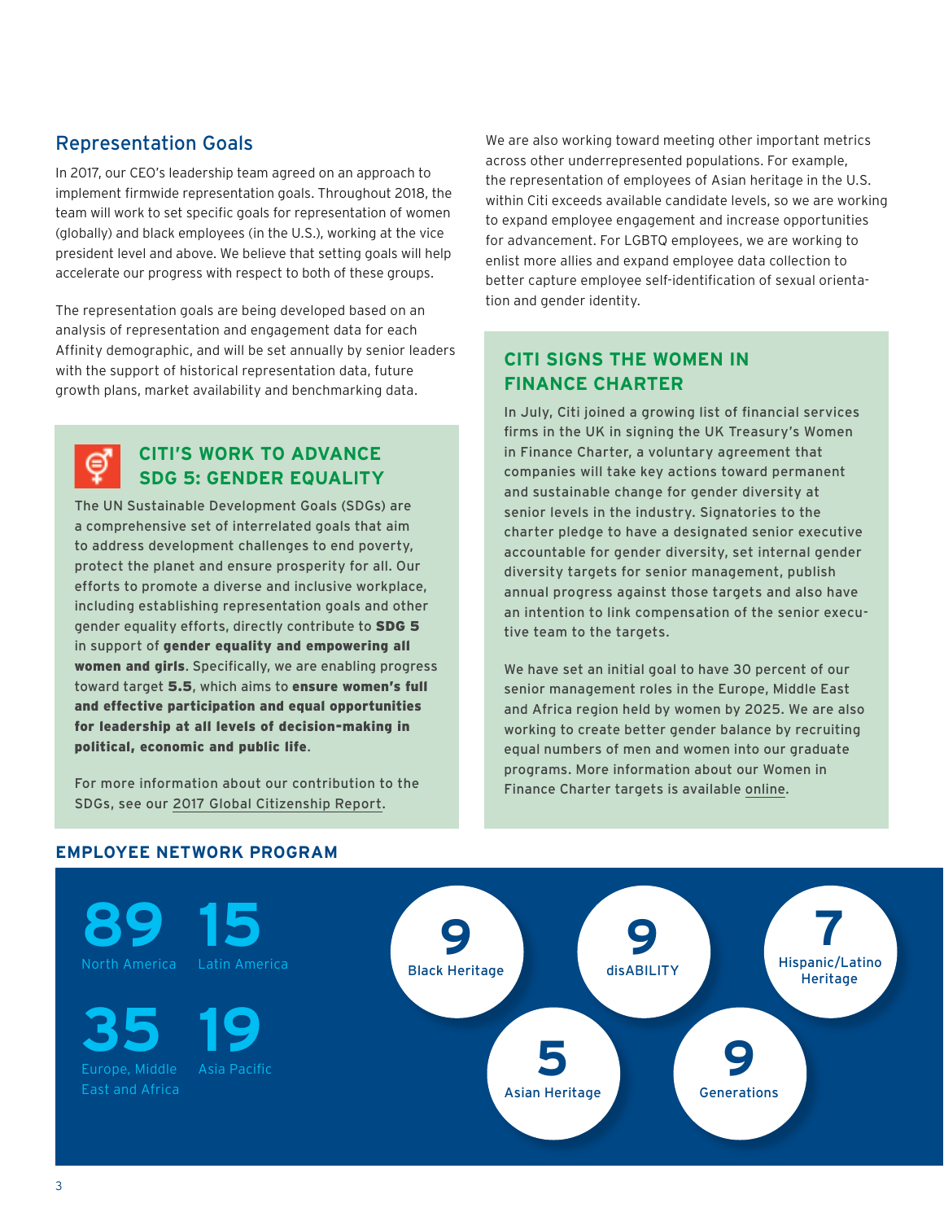## Representation Goals

In 2017, our CEO's leadership team agreed on an approach to implement firmwide representation goals. Throughout 2018, the team will work to set specific goals for representation of women (globally) and black employees (in the U.S.), working at the vice president level and above. We believe that setting goals will help accelerate our progress with respect to both of these groups.

The representation goals are being developed based on an analysis of representation and engagement data for each Affinity demographic, and will be set annually by senior leaders with the support of historical representation data, future growth plans, market availability and benchmarking data.

### CITI'S WORK TO ADVANCE SDG 5: GENDER EQUALITY

The UN Sustainable Development Goals (SDGs) are a comprehensive set of interrelated goals that aim to address development challenges to end poverty, protect the planet and ensure prosperity for all. Our efforts to promote a diverse and inclusive workplace, including establishing representation goals and other gender equality efforts, directly contribute to **SDG 5** in support of **gender equality and empowering all women and girls**. Specifically, we are enabling progress toward target **5.5**, which aims to **ensure women's full and effective participation and equal opportunities for leadership at all levels of decision-making in political, economic and public life**.

For more information about our contribution to the SDGs, see our 2017 Global Citizenship Report.

We are also working toward meeting other important metrics across other underrepresented populations. For example, the representation of employees of Asian heritage in the U.S. within Citi exceeds available candidate levels, so we are working to expand employee engagement and increase opportunities for advancement. For LGBTQ employees, we are working to enlist more allies and expand employee data collection to better capture employee self-identification of sexual orientation and gender identity.

### CITI SIGNS THE WOMEN IN FINANCE CHARTER

In July, Citi joined a growing list of financial services firms in the UK in signing the UK Treasury's Women in Finance Charter, a voluntary agreement that companies will take key actions toward permanent and sustainable change for gender diversity at senior levels in the industry. Signatories to the charter pledge to have a designated senior executive accountable for gender diversity, set internal gender diversity targets for senior management, publish annual progress against those targets and also have an intention to link compensation of the senior executive team to the targets.

We have set an initial goal to have 30 percent of our senior management roles in the Europe, Middle East and Africa region held by women by 2025. We are also working to create better gender balance by recruiting equal numbers of men and women into our graduate programs. More information about our Women in Finance Charter targets is available online.

### EMPLOYEE NETWORK PROGRAM

**89** North America

**15** Latin America

**35** Europe, Middle East and Africa

**19** Asia Pacific

**9** Black Heritage

**9** disABILITY

**7** Hispanic/Latino Heritage

**5** Asian Heritage

**9** Generations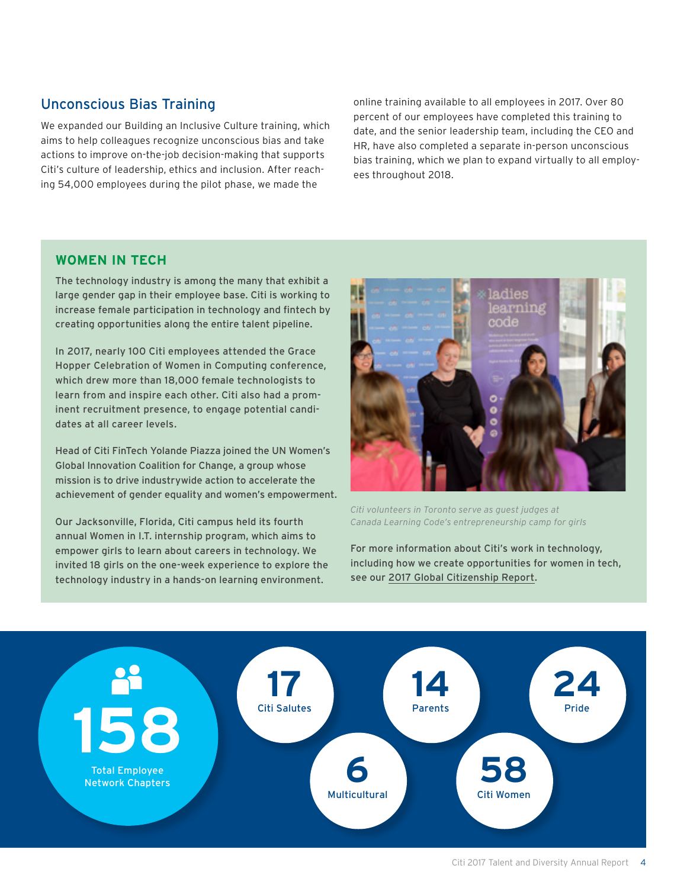## Unconscious Bias Training

We expanded our Building an Inclusive Culture training, which aims to help colleagues recognize unconscious bias and take actions to improve on-the-job decision-making that supports Citi's culture of leadership, ethics and inclusion. After reaching 54,000 employees during the pilot phase, we made the online training available to all employees in 2017. Over 80 percent of our employees have completed this training to date, and the senior leadership team, including the CEO and HR, have also completed a separate in-person unconscious bias training, which we plan to expand virtually to all employees throughout 2018.

### WOMEN IN TECH

The technology industry is among the many that exhibit a large gender gap in their employee base. Citi is working to increase female participation in technology and fintech by creating opportunities along the entire talent pipeline.

In 2017, nearly 100 Citi employees attended the Grace Hopper Celebration of Women in Computing conference, which drew more than 18,000 female technologists to learn from and inspire each other. Citi also had a prominent recruitment presence, to engage potential candidates at all career levels.

Head of Citi FinTech Yolande Piazza joined the UN Women's Global Innovation Coalition for Change, a group whose mission is to drive industrywide action to accelerate the achievement of gender equality and women's empowerment.

Our Jacksonville, Florida, Citi campus held its fourth annual Women in I.T. internship program, which aims to empower girls to learn about careers in technology. We invited 18 girls on the one-week experience to explore the technology industry in a hands-on learning environment.

*Citi volunteers in Toronto serve as guest judges at Canada Learning Code's entrepreneurship camp for girls*

For more information about Citi's work in technology, including how we create opportunities for women in tech, see our 2017 Global Citizenship Report.

**158** Total Employee Network Chapters

**17** Citi Salutes

**14** Parents

**24** Pride

**6** Multicultural

**58** Citi Women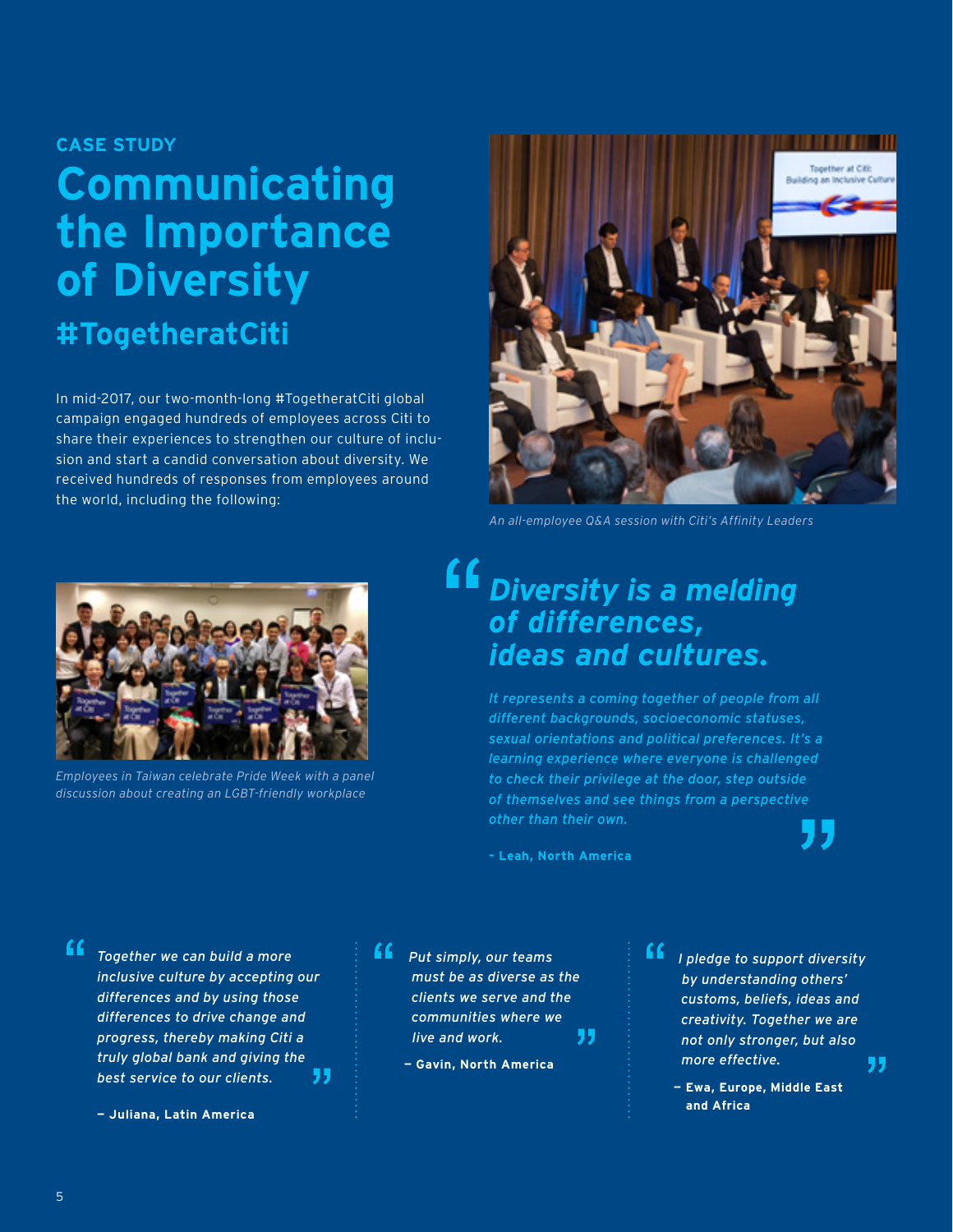CASE STUDY

# Communicating the Importance of Diversity

## #TogetheratCiti

In mid-2017, our two-month-long #TogetheratCiti global campaign engaged hundreds of employees across Citi to share their experiences to strengthen our culture of inclusion and start a candid conversation about diversity. We received hundreds of responses from employees around the world, including the following:

*An all-employee Q&A session with Citi's Affinity Leaders*

*Employees in Taiwan celebrate Pride Week with a panel discussion about creating an LGBT-friendly workplace*

> ***Diversity is a melding of differences, ideas and cultures.***
>
> *It represents a coming together of people from all different backgrounds, socioeconomic statuses, sexual orientations and political preferences. It's a learning experience where everyone is challenged to check their privilege at the door, step outside of themselves and see things from a perspective other than their own.*
>
> **– Leah, North America**

> *Together we can build a more inclusive culture by accepting our differences and by using those differences to drive change and progress, thereby making Citi a truly global bank and giving the best service to our clients.*
>
> **— Juliana, Latin America**

> *Put simply, our teams must be as diverse as the clients we serve and the communities where we live and work.*
>
> **— Gavin, North America**

> *I pledge to support diversity by understanding others' customs, beliefs, ideas and creativity. Together we are not only stronger, but also more effective.*
>
> **— Ewa, Europe, Middle East and Africa**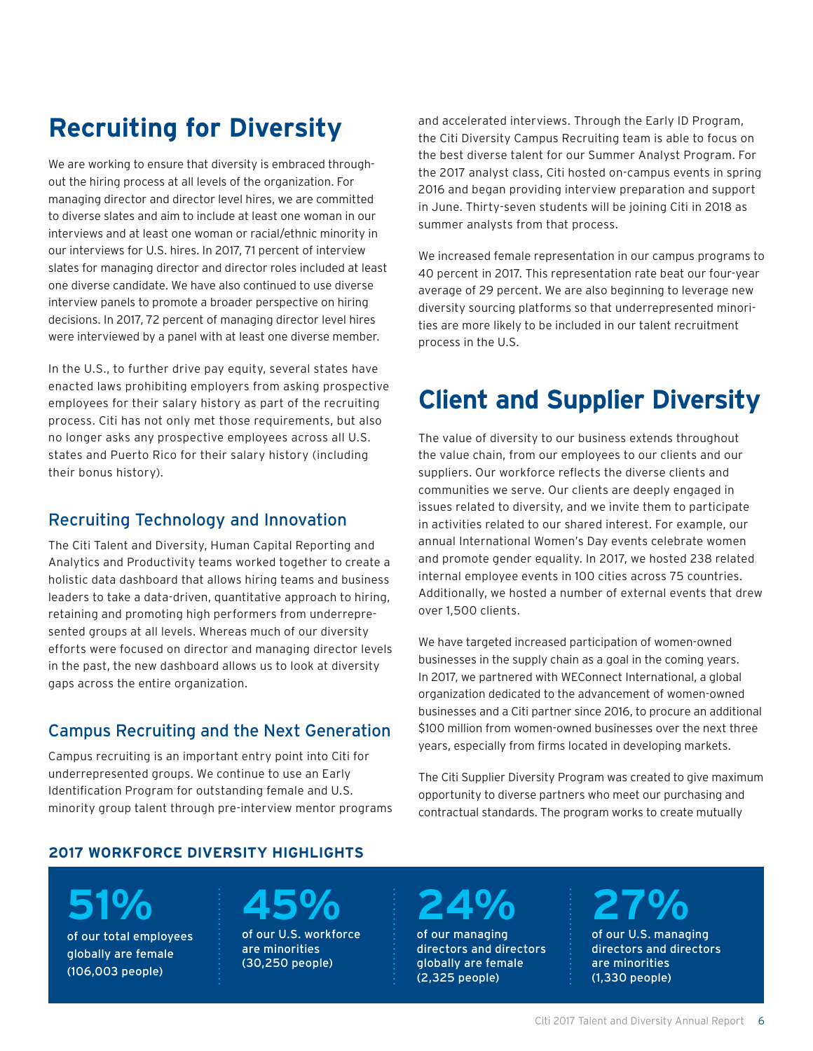# Recruiting for Diversity

We are working to ensure that diversity is embraced throughout the hiring process at all levels of the organization. For managing director and director level hires, we are committed to diverse slates and aim to include at least one woman in our interviews and at least one woman or racial/ethnic minority in our interviews for U.S. hires. In 2017, 71 percent of interview slates for managing director and director roles included at least one diverse candidate. We have also continued to use diverse interview panels to promote a broader perspective on hiring decisions. In 2017, 72 percent of managing director level hires were interviewed by a panel with at least one diverse member.

In the U.S., to further drive pay equity, several states have enacted laws prohibiting employers from asking prospective employees for their salary history as part of the recruiting process. Citi has not only met those requirements, but also no longer asks any prospective employees across all U.S. states and Puerto Rico for their salary history (including their bonus history).

## Recruiting Technology and Innovation

The Citi Talent and Diversity, Human Capital Reporting and Analytics and Productivity teams worked together to create a holistic data dashboard that allows hiring teams and business leaders to take a data-driven, quantitative approach to hiring, retaining and promoting high performers from underrepresented groups at all levels. Whereas much of our diversity efforts were focused on director and managing director levels in the past, the new dashboard allows us to look at diversity gaps across the entire organization.

## Campus Recruiting and the Next Generation

Campus recruiting is an important entry point into Citi for underrepresented groups. We continue to use an Early Identification Program for outstanding female and U.S. minority group talent through pre-interview mentor programs and accelerated interviews. Through the Early ID Program, the Citi Diversity Campus Recruiting team is able to focus on the best diverse talent for our Summer Analyst Program. For the 2017 analyst class, Citi hosted on-campus events in spring 2016 and began providing interview preparation and support in June. Thirty-seven students will be joining Citi in 2018 as summer analysts from that process.

We increased female representation in our campus programs to 40 percent in 2017. This representation rate beat our four-year average of 29 percent. We are also beginning to leverage new diversity sourcing platforms so that underrepresented minorities are more likely to be included in our talent recruitment process in the U.S.

# Client and Supplier Diversity

The value of diversity to our business extends throughout the value chain, from our employees to our clients and our suppliers. Our workforce reflects the diverse clients and communities we serve. Our clients are deeply engaged in issues related to diversity, and we invite them to participate in activities related to our shared interest. For example, our annual International Women's Day events celebrate women and promote gender equality. In 2017, we hosted 238 related internal employee events in 100 cities across 75 countries. Additionally, we hosted a number of external events that drew over 1,500 clients.

We have targeted increased participation of women-owned businesses in the supply chain as a goal in the coming years. In 2017, we partnered with WEConnect International, a global organization dedicated to the advancement of women-owned businesses and a Citi partner since 2016, to procure an additional $100 million from women-owned businesses over the next three years, especially from firms located in developing markets.

The Citi Supplier Diversity Program was created to give maximum opportunity to diverse partners who meet our purchasing and contractual standards. The program works to create mutually

### 2017 WORKFORCE DIVERSITY HIGHLIGHTS

**51%** of our total employees globally are female (106,003 people)

**45%** of our U.S. workforce are minorities (30,250 people)

**24%** of our managing directors and directors globally are female (2,325 people)

**27%** of our U.S. managing directors and directors are minorities (1,330 people)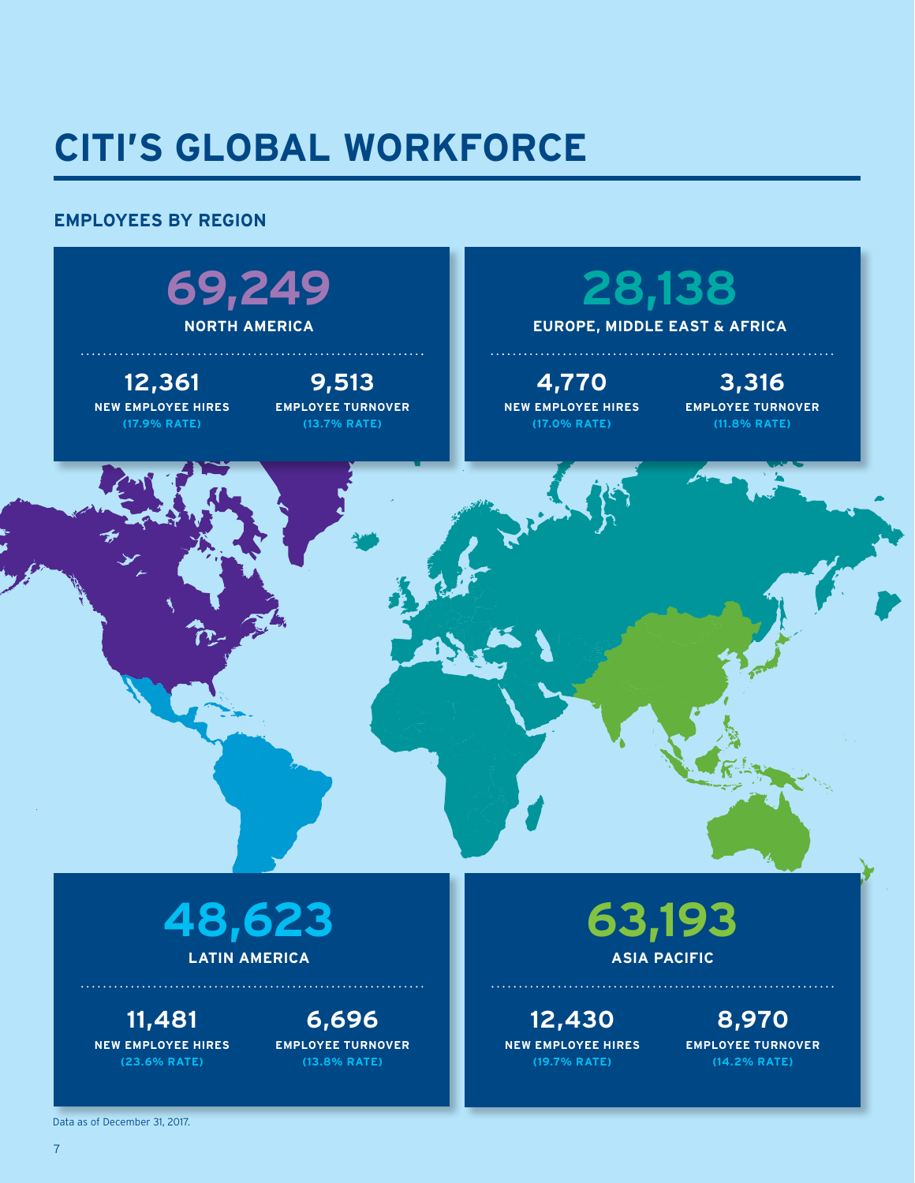# CITI'S GLOBAL WORKFORCE

## EMPLOYEES BY REGION

### 69,249
**NORTH AMERICA**

**12,361**
NEW EMPLOYEE HIRES
(17.9% RATE)

**9,513**
EMPLOYEE TURNOVER
(13.7% RATE)

### 28,138
**EUROPE, MIDDLE EAST & AFRICA**

**4,770**
NEW EMPLOYEE HIRES
(17.0% RATE)

**3,316**
EMPLOYEE TURNOVER
(11.8% RATE)

### 48,623
**LATIN AMERICA**

**11,481**
NEW EMPLOYEE HIRES
(23.6% RATE)

**6,696**
EMPLOYEE TURNOVER
(13.8% RATE)

### 63,193
**ASIA PACIFIC**

**12,430**
NEW EMPLOYEE HIRES
(19.7% RATE)

**8,970**
EMPLOYEE TURNOVER
(14.2% RATE)

Data as of December 31, 2017.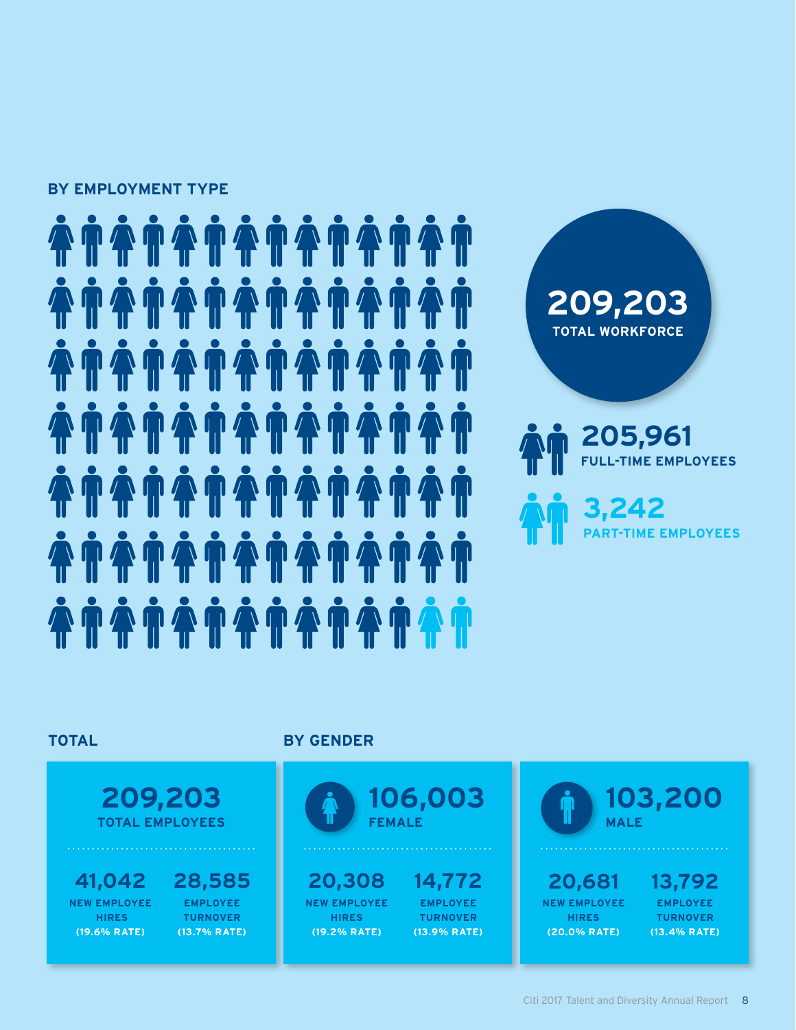## BY EMPLOYMENT TYPE

**209,203**
TOTAL WORKFORCE

**205,961**
FULL-TIME EMPLOYEES

**3,242**
PART-TIME EMPLOYEES

## TOTAL

**209,203**
TOTAL EMPLOYEES

| 41,042 | 28,585 |
| --- | --- |
| NEW EMPLOYEE HIRES (19.6% RATE) | EMPLOYEE TURNOVER (13.7% RATE) |

## BY GENDER

**106,003**
FEMALE

| 20,308 | 14,772 |
| --- | --- |
| NEW EMPLOYEE HIRES (19.2% RATE) | EMPLOYEE TURNOVER (13.9% RATE) |

**103,200**
MALE

| 20,681 | 13,792 |
| --- | --- |
| NEW EMPLOYEE HIRES (20.0% RATE) | EMPLOYEE TURNOVER (13.4% RATE) |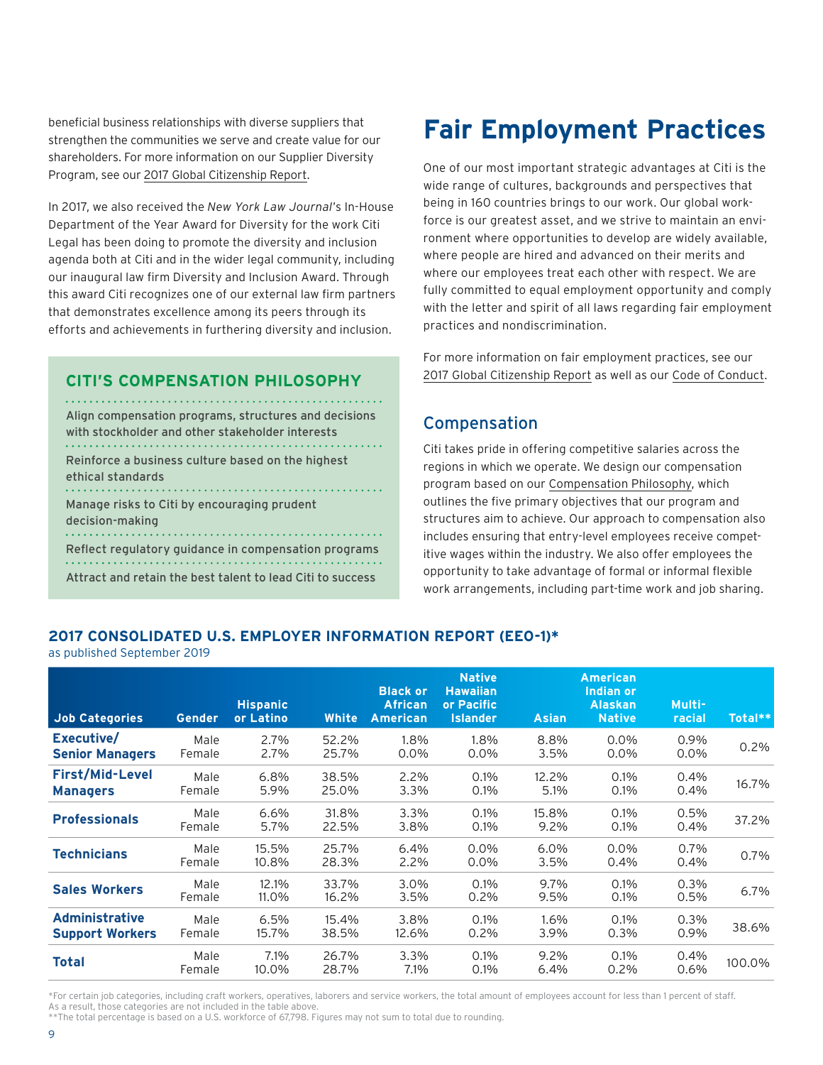beneficial business relationships with diverse suppliers that strengthen the communities we serve and create value for our shareholders. For more information on our Supplier Diversity Program, see our 2017 Global Citizenship Report.

In 2017, we also received the *New York Law Journal*'s In-House Department of the Year Award for Diversity for the work Citi Legal has been doing to promote the diversity and inclusion agenda both at Citi and in the wider legal community, including our inaugural law firm Diversity and Inclusion Award. Through this award Citi recognizes one of our external law firm partners that demonstrates excellence among its peers through its efforts and achievements in furthering diversity and inclusion.

### CITI'S COMPENSATION PHILOSOPHY

- Align compensation programs, structures and decisions with stockholder and other stakeholder interests
- Reinforce a business culture based on the highest ethical standards
- Manage risks to Citi by encouraging prudent decision-making
- Reflect regulatory guidance in compensation programs
- Attract and retain the best talent to lead Citi to success

# Fair Employment Practices

One of our most important strategic advantages at Citi is the wide range of cultures, backgrounds and perspectives that being in 160 countries brings to our work. Our global workforce is our greatest asset, and we strive to maintain an environment where opportunities to develop are widely available, where people are hired and advanced on their merits and where our employees treat each other with respect. We are fully committed to equal employment opportunity and comply with the letter and spirit of all laws regarding fair employment practices and nondiscrimination.

For more information on fair employment practices, see our 2017 Global Citizenship Report as well as our Code of Conduct.

## Compensation

Citi takes pride in offering competitive salaries across the regions in which we operate. We design our compensation program based on our Compensation Philosophy, which outlines the five primary objectives that our program and structures aim to achieve. Our approach to compensation also includes ensuring that entry-level employees receive competitive wages within the industry. We also offer employees the opportunity to take advantage of formal or informal flexible work arrangements, including part-time work and job sharing.

### 2017 CONSOLIDATED U.S. EMPLOYER INFORMATION REPORT (EEO-1)*

as published September 2019

| Job Categories | Gender | Hispanic or Latino | White | Black or African American | Native Hawaiian or Pacific Islander | Asian | American Indian or Alaskan Native | Multi-racial | Total** |
|---|---|---|---|---|---|---|---|---|---|
| Executive/ Senior Managers | Male | 2.7% | 52.2% | 1.8% | 1.8% | 8.8% | 0.0% | 0.9% | 0.2% |
| | Female | 2.7% | 25.7% | 0.0% | 0.0% | 3.5% | 0.0% | 0.0% | |
| First/Mid-Level Managers | Male | 6.8% | 38.5% | 2.2% | 0.1% | 12.2% | 0.1% | 0.4% | 16.7% |
| | Female | 5.9% | 25.0% | 3.3% | 0.1% | 5.1% | 0.1% | 0.4% | |
| Professionals | Male | 6.6% | 31.8% | 3.3% | 0.1% | 15.8% | 0.1% | 0.5% | 37.2% |
| | Female | 5.7% | 22.5% | 3.8% | 0.1% | 9.2% | 0.1% | 0.4% | |
| Technicians | Male | 15.5% | 25.7% | 6.4% | 0.0% | 6.0% | 0.0% | 0.7% | 0.7% |
| | Female | 10.8% | 28.3% | 2.2% | 0.0% | 3.5% | 0.4% | 0.4% | |
| Sales Workers | Male | 12.1% | 33.7% | 3.0% | 0.1% | 9.7% | 0.1% | 0.3% | 6.7% |
| | Female | 11.0% | 16.2% | 3.5% | 0.2% | 9.5% | 0.1% | 0.5% | |
| Administrative Support Workers | Male | 6.5% | 15.4% | 3.8% | 0.1% | 1.6% | 0.1% | 0.3% | 38.6% |
| | Female | 15.7% | 38.5% | 12.6% | 0.2% | 3.9% | 0.3% | 0.9% | |
| Total | Male | 7.1% | 26.7% | 3.3% | 0.1% | 9.2% | 0.1% | 0.4% | 100.0% |
| | Female | 10.0% | 28.7% | 7.1% | 0.1% | 6.4% | 0.2% | 0.6% | |

*For certain job categories, including craft workers, operatives, laborers and service workers, the total amount of employees account for less than 1 percent of staff. As a result, those categories are not included in the table above.
**The total percentage is based on a U.S. workforce of 67,798. Figures may not sum to total due to rounding.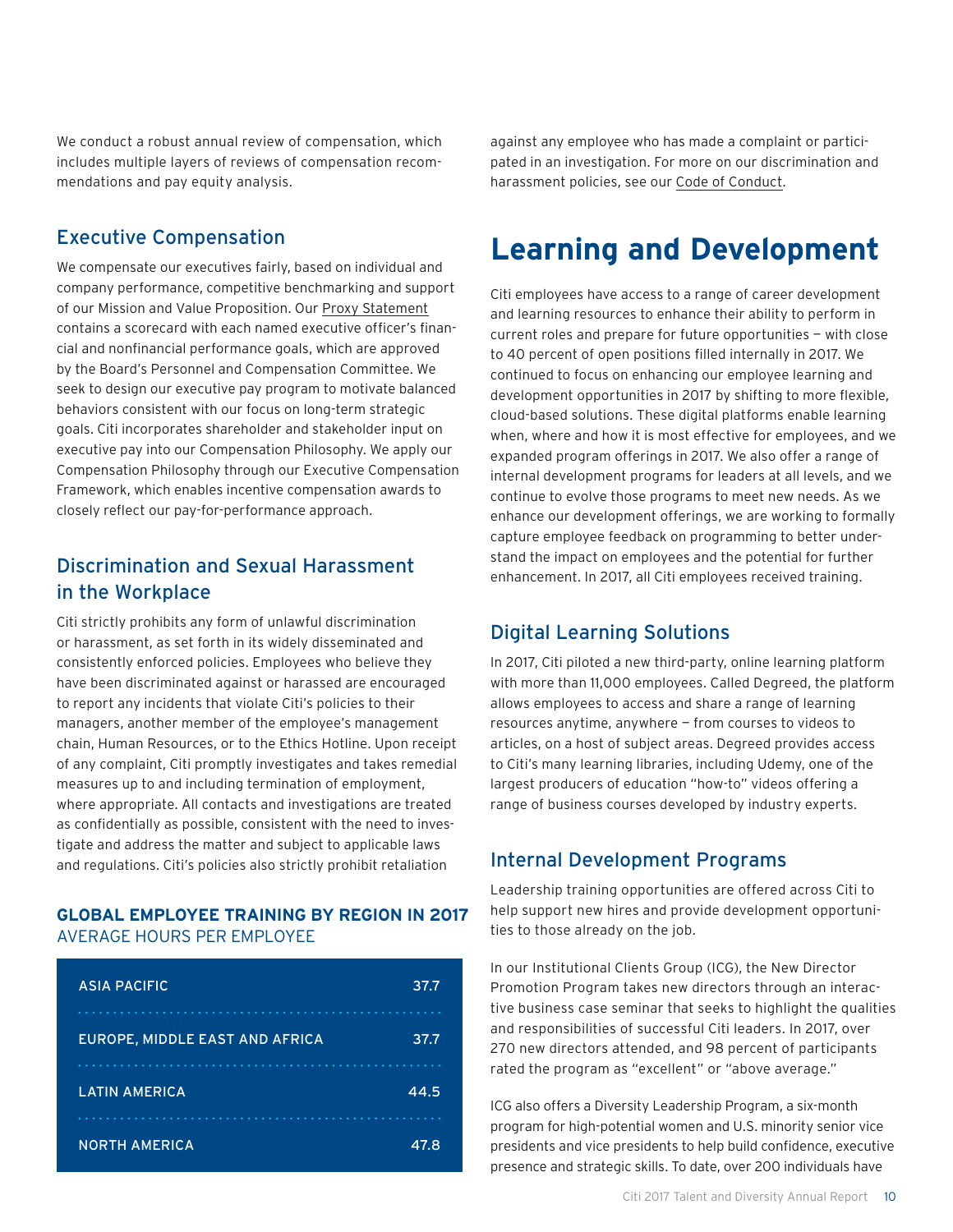We conduct a robust annual review of compensation, which includes multiple layers of reviews of compensation recommendations and pay equity analysis.

### Executive Compensation

We compensate our executives fairly, based on individual and company performance, competitive benchmarking and support of our Mission and Value Proposition. Our Proxy Statement contains a scorecard with each named executive officer's financial and nonfinancial performance goals, which are approved by the Board's Personnel and Compensation Committee. We seek to design our executive pay program to motivate balanced behaviors consistent with our focus on long-term strategic goals. Citi incorporates shareholder and stakeholder input on executive pay into our Compensation Philosophy. We apply our Compensation Philosophy through our Executive Compensation Framework, which enables incentive compensation awards to closely reflect our pay-for-performance approach.

### Discrimination and Sexual Harassment in the Workplace

Citi strictly prohibits any form of unlawful discrimination or harassment, as set forth in its widely disseminated and consistently enforced policies. Employees who believe they have been discriminated against or harassed are encouraged to report any incidents that violate Citi's policies to their managers, another member of the employee's management chain, Human Resources, or to the Ethics Hotline. Upon receipt of any complaint, Citi promptly investigates and takes remedial measures up to and including termination of employment, where appropriate. All contacts and investigations are treated as confidentially as possible, consistent with the need to investigate and address the matter and subject to applicable laws and regulations. Citi's policies also strictly prohibit retaliation against any employee who has made a complaint or participated in an investigation. For more on our discrimination and harassment policies, see our Code of Conduct.

**GLOBAL EMPLOYEE TRAINING BY REGION IN 2017**
AVERAGE HOURS PER EMPLOYEE

| Region | Average Hours |
|---|---|
| ASIA PACIFIC | 37.7 |
| EUROPE, MIDDLE EAST AND AFRICA | 37.7 |
| LATIN AMERICA | 44.5 |
| NORTH AMERICA | 47.8 |

## Learning and Development

Citi employees have access to a range of career development and learning resources to enhance their ability to perform in current roles and prepare for future opportunities — with close to 40 percent of open positions filled internally in 2017. We continued to focus on enhancing our employee learning and development opportunities in 2017 by shifting to more flexible, cloud-based solutions. These digital platforms enable learning when, where and how it is most effective for employees, and we expanded program offerings in 2017. We also offer a range of internal development programs for leaders at all levels, and we continue to evolve those programs to meet new needs. As we enhance our development offerings, we are working to formally capture employee feedback on programming to better understand the impact on employees and the potential for further enhancement. In 2017, all Citi employees received training.

### Digital Learning Solutions

In 2017, Citi piloted a new third-party, online learning platform with more than 11,000 employees. Called Degreed, the platform allows employees to access and share a range of learning resources anytime, anywhere — from courses to videos to articles, on a host of subject areas. Degreed provides access to Citi's many learning libraries, including Udemy, one of the largest producers of education "how-to" videos offering a range of business courses developed by industry experts.

### Internal Development Programs

Leadership training opportunities are offered across Citi to help support new hires and provide development opportunities to those already on the job.

In our Institutional Clients Group (ICG), the New Director Promotion Program takes new directors through an interactive business case seminar that seeks to highlight the qualities and responsibilities of successful Citi leaders. In 2017, over 270 new directors attended, and 98 percent of participants rated the program as "excellent" or "above average."

ICG also offers a Diversity Leadership Program, a six-month program for high-potential women and U.S. minority senior vice presidents and vice presidents to help build confidence, executive presence and strategic skills. To date, over 200 individuals have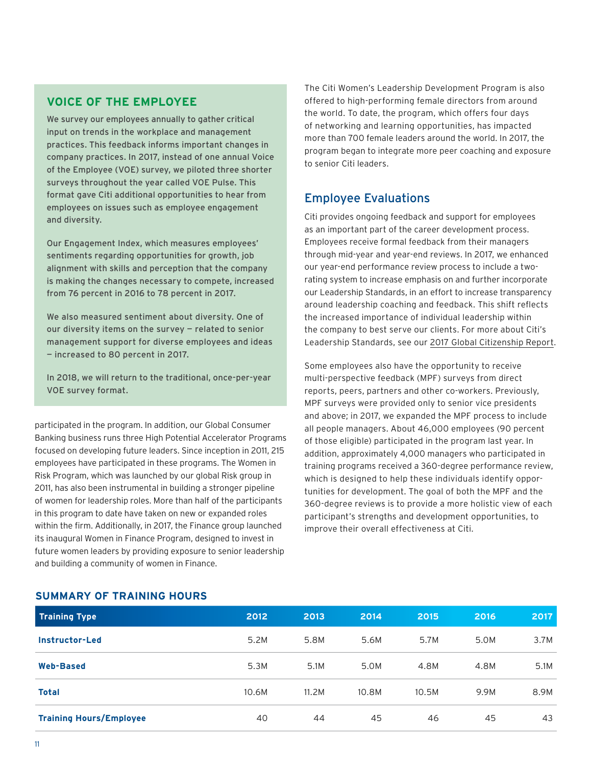## VOICE OF THE EMPLOYEE

We survey our employees annually to gather critical input on trends in the workplace and management practices. This feedback informs important changes in company practices. In 2017, instead of one annual Voice of the Employee (VOE) survey, we piloted three shorter surveys throughout the year called VOE Pulse. This format gave Citi additional opportunities to hear from employees on issues such as employee engagement and diversity.

Our Engagement Index, which measures employees' sentiments regarding opportunities for growth, job alignment with skills and perception that the company is making the changes necessary to compete, increased from 76 percent in 2016 to 78 percent in 2017.

We also measured sentiment about diversity. One of our diversity items on the survey — related to senior management support for diverse employees and ideas — increased to 80 percent in 2017.

In 2018, we will return to the traditional, once-per-year VOE survey format.

participated in the program. In addition, our Global Consumer Banking business runs three High Potential Accelerator Programs focused on developing future leaders. Since inception in 2011, 215 employees have participated in these programs. The Women in Risk Program, which was launched by our global Risk group in 2011, has also been instrumental in building a stronger pipeline of women for leadership roles. More than half of the participants in this program to date have taken on new or expanded roles within the firm. Additionally, in 2017, the Finance group launched its inaugural Women in Finance Program, designed to invest in future women leaders by providing exposure to senior leadership and building a community of women in Finance.

The Citi Women's Leadership Development Program is also offered to high-performing female directors from around the world. To date, the program, which offers four days of networking and learning opportunities, has impacted more than 700 female leaders around the world. In 2017, the program began to integrate more peer coaching and exposure to senior Citi leaders.

## Employee Evaluations

Citi provides ongoing feedback and support for employees as an important part of the career development process. Employees receive formal feedback from their managers through mid-year and year-end reviews. In 2017, we enhanced our year-end performance review process to include a two-rating system to increase emphasis on and further incorporate our Leadership Standards, in an effort to increase transparency around leadership coaching and feedback. This shift reflects the increased importance of individual leadership within the company to best serve our clients. For more about Citi's Leadership Standards, see our 2017 Global Citizenship Report.

Some employees also have the opportunity to receive multi-perspective feedback (MPF) surveys from direct reports, peers, partners and other co-workers. Previously, MPF surveys were provided only to senior vice presidents and above; in 2017, we expanded the MPF process to include all people managers. About 46,000 employees (90 percent of those eligible) participated in the program last year. In addition, approximately 4,000 managers who participated in training programs received a 360-degree performance review, which is designed to help these individuals identify opportunities for development. The goal of both the MPF and the 360-degree reviews is to provide a more holistic view of each participant's strengths and development opportunities, to improve their overall effectiveness at Citi.

### SUMMARY OF TRAINING HOURS

| Training Type | 2012 | 2013 | 2014 | 2015 | 2016 | 2017 |
|---|---|---|---|---|---|---|
| **Instructor-Led** | 5.2M | 5.8M | 5.6M | 5.7M | 5.0M | 3.7M |
| **Web-Based** | 5.3M | 5.1M | 5.0M | 4.8M | 4.8M | 5.1M |
| **Total** | 10.6M | 11.2M | 10.8M | 10.5M | 9.9M | 8.9M |
| **Training Hours/Employee** | 40 | 44 | 45 | 46 | 45 | 43 |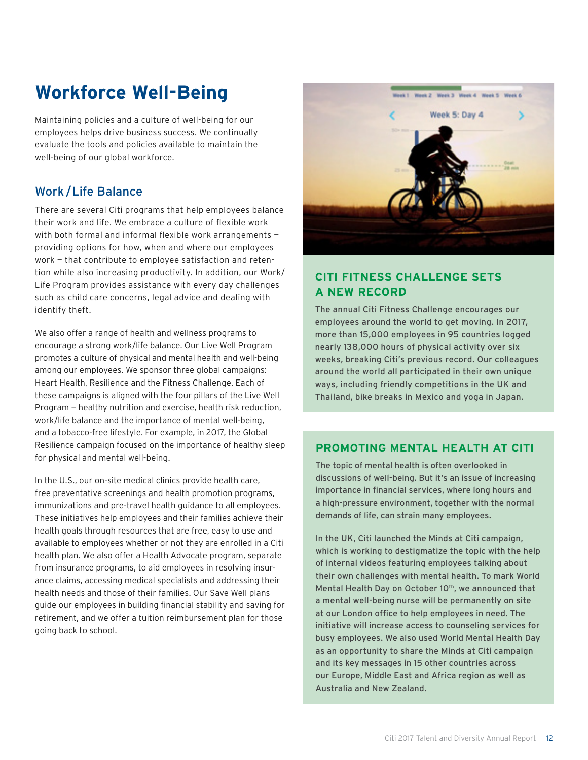# Workforce Well-Being

Maintaining policies and a culture of well-being for our employees helps drive business success. We continually evaluate the tools and policies available to maintain the well-being of our global workforce.

## Work / Life Balance

There are several Citi programs that help employees balance their work and life. We embrace a culture of flexible work with both formal and informal flexible work arrangements – providing options for how, when and where our employees work – that contribute to employee satisfaction and retention while also increasing productivity. In addition, our Work/Life Program provides assistance with every day challenges such as child care concerns, legal advice and dealing with identify theft.

We also offer a range of health and wellness programs to encourage a strong work/life balance. Our Live Well Program promotes a culture of physical and mental health and well-being among our employees. We sponsor three global campaigns: Heart Health, Resilience and the Fitness Challenge. Each of these campaigns is aligned with the four pillars of the Live Well Program – healthy nutrition and exercise, health risk reduction, work/life balance and the importance of mental well-being, and a tobacco-free lifestyle. For example, in 2017, the Global Resilience campaign focused on the importance of healthy sleep for physical and mental well-being.

In the U.S., our on-site medical clinics provide health care, free preventative screenings and health promotion programs, immunizations and pre-travel health guidance to all employees. These initiatives help employees and their families achieve their health goals through resources that are free, easy to use and available to employees whether or not they are enrolled in a Citi health plan. We also offer a Health Advocate program, separate from insurance programs, to aid employees in resolving insurance claims, accessing medical specialists and addressing their health needs and those of their families. Our Save Well plans guide our employees in building financial stability and saving for retirement, and we offer a tuition reimbursement plan for those going back to school.

### CITI FITNESS CHALLENGE SETS A NEW RECORD

The annual Citi Fitness Challenge encourages our employees around the world to get moving. In 2017, more than 15,000 employees in 95 countries logged nearly 138,000 hours of physical activity over six weeks, breaking Citi's previous record. Our colleagues around the world all participated in their own unique ways, including friendly competitions in the UK and Thailand, bike breaks in Mexico and yoga in Japan.

### PROMOTING MENTAL HEALTH AT CITI

The topic of mental health is often overlooked in discussions of well-being. But it's an issue of increasing importance in financial services, where long hours and a high-pressure environment, together with the normal demands of life, can strain many employees.

In the UK, Citi launched the Minds at Citi campaign, which is working to destigmatize the topic with the help of internal videos featuring employees talking about their own challenges with mental health. To mark World Mental Health Day on October 10th, we announced that a mental well-being nurse will be permanently on site at our London office to help employees in need. The initiative will increase access to counseling services for busy employees. We also used World Mental Health Day as an opportunity to share the Minds at Citi campaign and its key messages in 15 other countries across our Europe, Middle East and Africa region as well as Australia and New Zealand.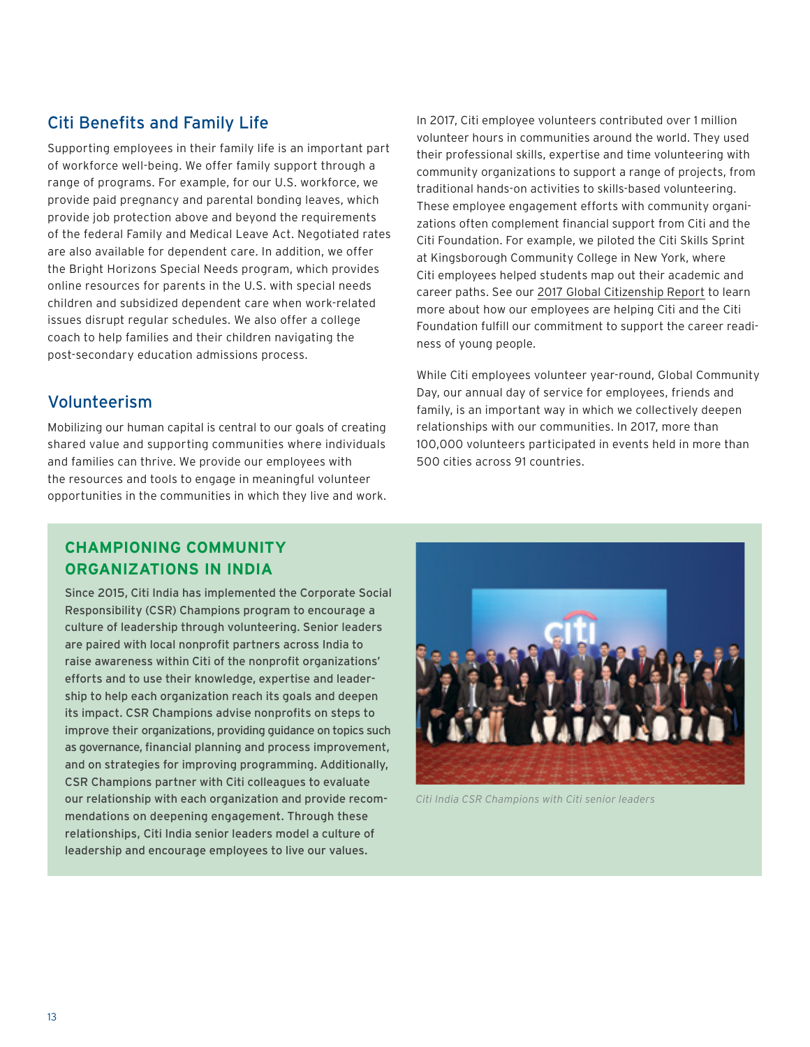## Citi Benefits and Family Life

Supporting employees in their family life is an important part of workforce well-being. We offer family support through a range of programs. For example, for our U.S. workforce, we provide paid pregnancy and parental bonding leaves, which provide job protection above and beyond the requirements of the federal Family and Medical Leave Act. Negotiated rates are also available for dependent care. In addition, we offer the Bright Horizons Special Needs program, which provides online resources for parents in the U.S. with special needs children and subsidized dependent care when work-related issues disrupt regular schedules. We also offer a college coach to help families and their children navigating the post-secondary education admissions process.

## Volunteerism

Mobilizing our human capital is central to our goals of creating shared value and supporting communities where individuals and families can thrive. We provide our employees with the resources and tools to engage in meaningful volunteer opportunities in the communities in which they live and work.

In 2017, Citi employee volunteers contributed over 1 million volunteer hours in communities around the world. They used their professional skills, expertise and time volunteering with community organizations to support a range of projects, from traditional hands-on activities to skills-based volunteering. These employee engagement efforts with community organizations often complement financial support from Citi and the Citi Foundation. For example, we piloted the Citi Skills Sprint at Kingsborough Community College in New York, where Citi employees helped students map out their academic and career paths. See our 2017 Global Citizenship Report to learn more about how our employees are helping Citi and the Citi Foundation fulfill our commitment to support the career readiness of young people.

While Citi employees volunteer year-round, Global Community Day, our annual day of service for employees, friends and family, is an important way in which we collectively deepen relationships with our communities. In 2017, more than 100,000 volunteers participated in events held in more than 500 cities across 91 countries.

### CHAMPIONING COMMUNITY ORGANIZATIONS IN INDIA

Since 2015, Citi India has implemented the Corporate Social Responsibility (CSR) Champions program to encourage a culture of leadership through volunteering. Senior leaders are paired with local nonprofit partners across India to raise awareness within Citi of the nonprofit organizations' efforts and to use their knowledge, expertise and leadership to help each organization reach its goals and deepen its impact. CSR Champions advise nonprofits on steps to improve their organizations, providing guidance on topics such as governance, financial planning and process improvement, and on strategies for improving programming. Additionally, CSR Champions partner with Citi colleagues to evaluate our relationship with each organization and provide recommendations on deepening engagement. Through these relationships, Citi India senior leaders model a culture of leadership and encourage employees to live our values.

*Citi India CSR Champions with Citi senior leaders*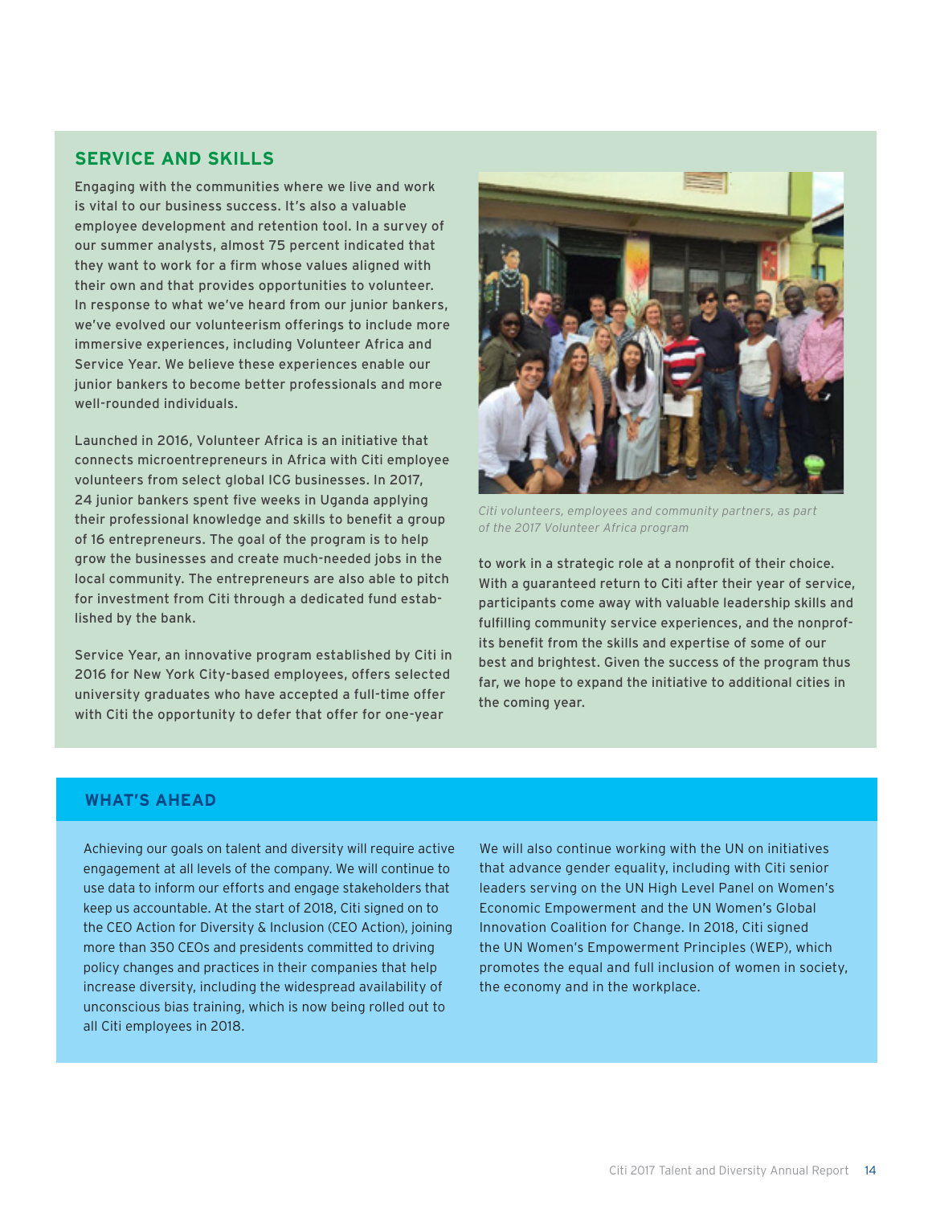## SERVICE AND SKILLS

Engaging with the communities where we live and work is vital to our business success. It's also a valuable employee development and retention tool. In a survey of our summer analysts, almost 75 percent indicated that they want to work for a firm whose values aligned with their own and that provides opportunities to volunteer. In response to what we've heard from our junior bankers, we've evolved our volunteerism offerings to include more immersive experiences, including Volunteer Africa and Service Year. We believe these experiences enable our junior bankers to become better professionals and more well-rounded individuals.

Launched in 2016, Volunteer Africa is an initiative that connects microentrepreneurs in Africa with Citi employee volunteers from select global ICG businesses. In 2017, 24 junior bankers spent five weeks in Uganda applying their professional knowledge and skills to benefit a group of 16 entrepreneurs. The goal of the program is to help grow the businesses and create much-needed jobs in the local community. The entrepreneurs are also able to pitch for investment from Citi through a dedicated fund established by the bank.

Service Year, an innovative program established by Citi in 2016 for New York City-based employees, offers selected university graduates who have accepted a full-time offer with Citi the opportunity to defer that offer for one-year to work in a strategic role at a nonprofit of their choice. With a guaranteed return to Citi after their year of service, participants come away with valuable leadership skills and fulfilling community service experiences, and the nonprofits benefit from the skills and expertise of some of our best and brightest. Given the success of the program thus far, we hope to expand the initiative to additional cities in the coming year.

*Citi volunteers, employees and community partners, as part of the 2017 Volunteer Africa program*

## WHAT'S AHEAD

Achieving our goals on talent and diversity will require active engagement at all levels of the company. We will continue to use data to inform our efforts and engage stakeholders that keep us accountable. At the start of 2018, Citi signed on to the CEO Action for Diversity & Inclusion (CEO Action), joining more than 350 CEOs and presidents committed to driving policy changes and practices in their companies that help increase diversity, including the widespread availability of unconscious bias training, which is now being rolled out to all Citi employees in 2018.

We will also continue working with the UN on initiatives that advance gender equality, including with Citi senior leaders serving on the UN High Level Panel on Women's Economic Empowerment and the UN Women's Global Innovation Coalition for Change. In 2018, Citi signed the UN Women's Empowerment Principles (WEP), which promotes the equal and full inclusion of women in society, the economy and in the workplace.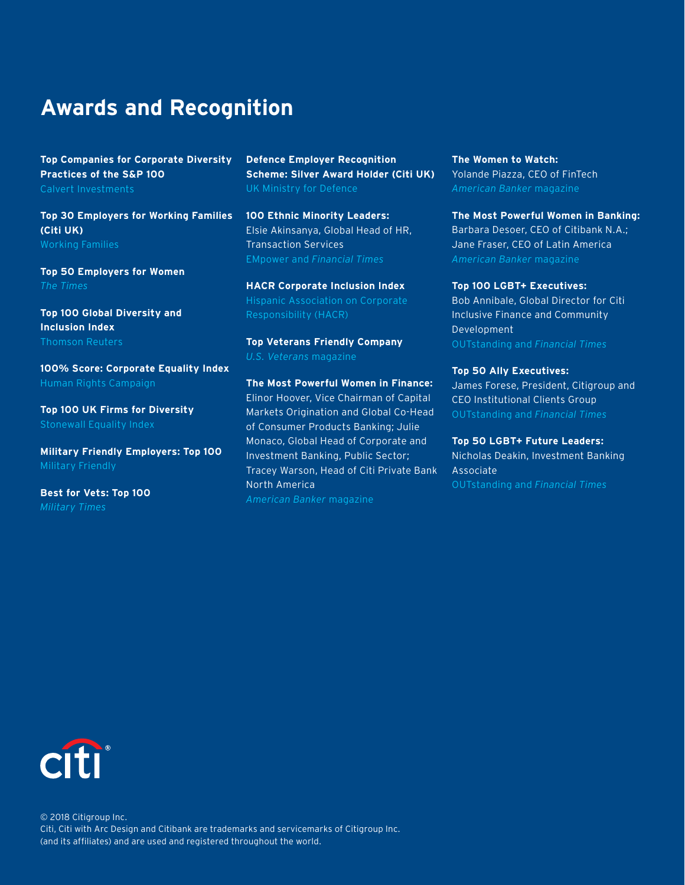# Awards and Recognition

**Top Companies for Corporate Diversity Practices of the S&P 100**
Calvert Investments

**Top 30 Employers for Working Families (Citi UK)**
Working Families

**Top 50 Employers for Women**
*The Times*

**Top 100 Global Diversity and Inclusion Index**
Thomson Reuters

**100% Score: Corporate Equality Index**
Human Rights Campaign

**Top 100 UK Firms for Diversity**
Stonewall Equality Index

**Military Friendly Employers: Top 100**
Military Friendly

**Best for Vets: Top 100**
*Military Times*

**Defence Employer Recognition Scheme: Silver Award Holder (Citi UK)**
UK Ministry for Defence

**100 Ethnic Minority Leaders:**
Elsie Akinsanya, Global Head of HR, Transaction Services
EMpower and *Financial Times*

**HACR Corporate Inclusion Index**
Hispanic Association on Corporate Responsibility (HACR)

**Top Veterans Friendly Company**
*U.S. Veterans* magazine

**The Most Powerful Women in Finance:**
Elinor Hoover, Vice Chairman of Capital Markets Origination and Global Co-Head of Consumer Products Banking; Julie Monaco, Global Head of Corporate and Investment Banking, Public Sector; Tracey Warson, Head of Citi Private Bank North America
*American Banker* magazine

**The Women to Watch:**
Yolande Piazza, CEO of FinTech
*American Banker* magazine

**The Most Powerful Women in Banking:**
Barbara Desoer, CEO of Citibank N.A.; Jane Fraser, CEO of Latin America
*American Banker* magazine

**Top 100 LGBT+ Executives:**
Bob Annibale, Global Director for Citi Inclusive Finance and Community Development
OUTstanding and *Financial Times*

**Top 50 Ally Executives:**
James Forese, President, Citigroup and CEO Institutional Clients Group
OUTstanding and *Financial Times*

**Top 50 LGBT+ Future Leaders:**
Nicholas Deakin, Investment Banking Associate
OUTstanding and *Financial Times*

citi®

© 2018 Citigroup Inc.
Citi, Citi with Arc Design and Citibank are trademarks and servicemarks of Citigroup Inc. (and its affiliates) and are used and registered throughout the world.